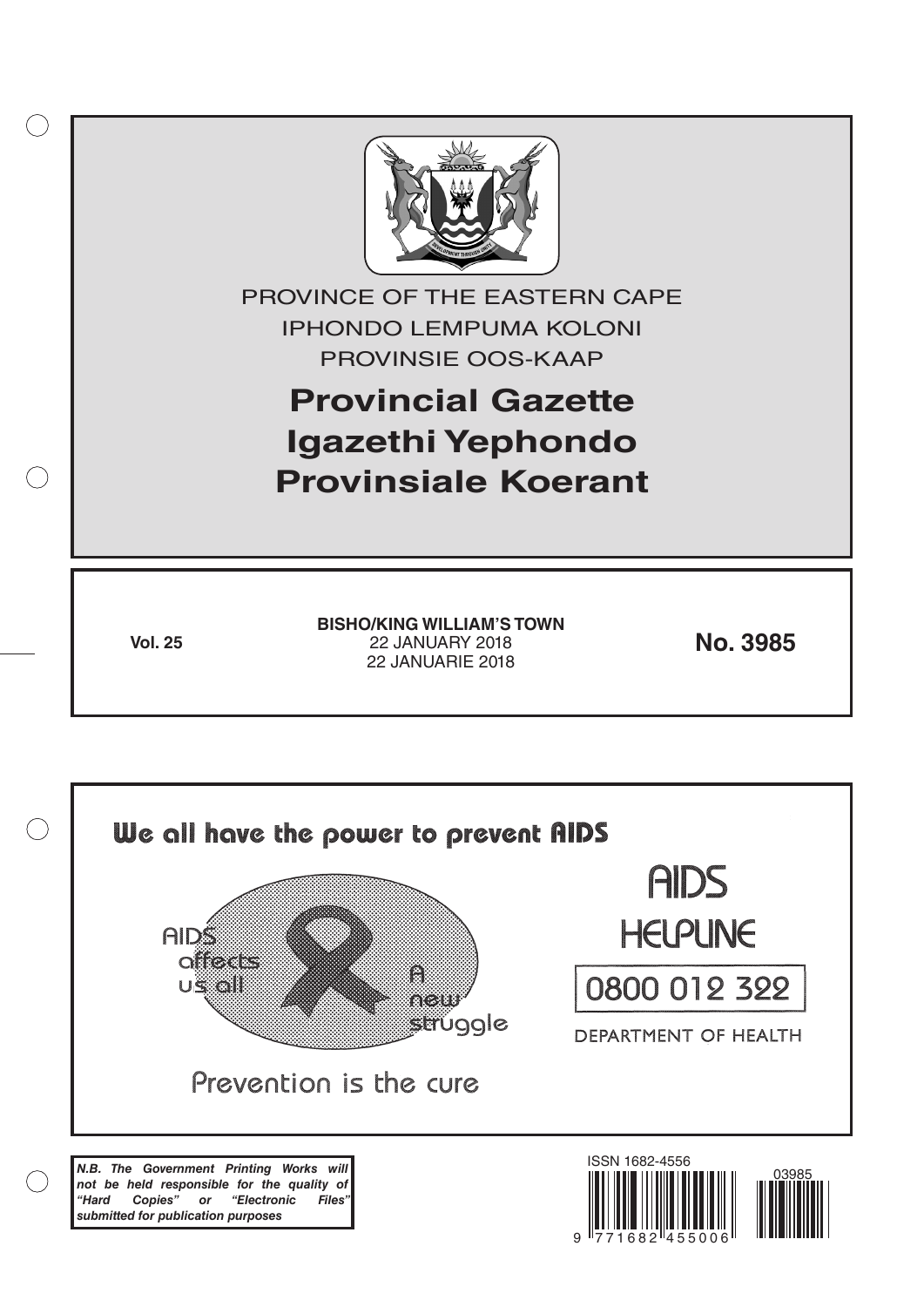PROVINCE OF THE EASTERN CAPE

IPHONDO LEMPUMA KOLONI

PROVINSIE OOS-KAAP

# Provincial Gazette
# Igazethi Yephondo
# Provinsiale Koerant

**Vol. 25**

**BISHO/KING WILLIAM'S TOWN**
22 JANUARY 2018
22 JANUARIE 2018

**No. 3985**

We all have the power to prevent AIDS

AIDS affects us all

A new struggle

Prevention is the cure

AIDS HELPLINE

0800 012 322

DEPARTMENT OF HEALTH

***N.B. The Government Printing Works will not be held responsible for the quality of "Hard Copies" or "Electronic Files" submitted for publication purposes***

ISSN 1682-4556

03985

9 771682 455006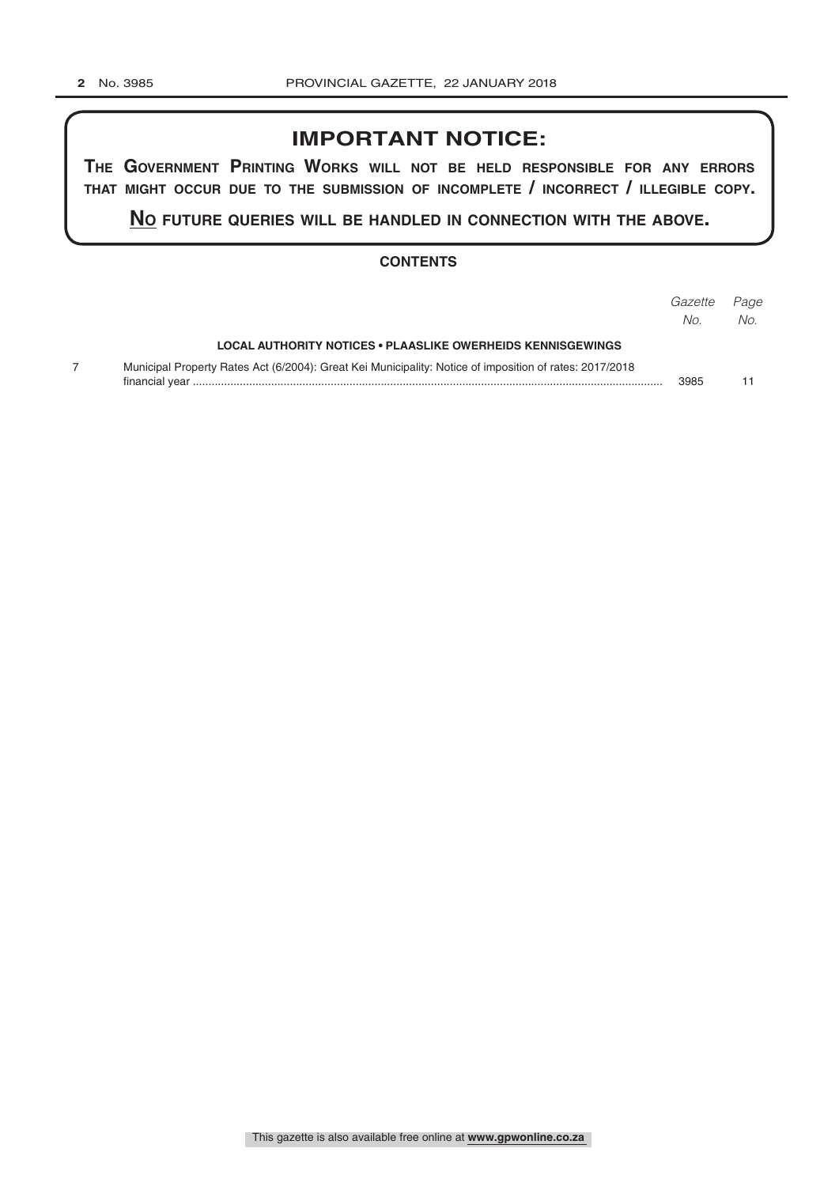## IMPORTANT NOTICE:

**THE GOVERNMENT PRINTING WORKS WILL NOT BE HELD RESPONSIBLE FOR ANY ERRORS THAT MIGHT OCCUR DUE TO THE SUBMISSION OF INCOMPLETE / INCORRECT / ILLEGIBLE COPY.**

**NO FUTURE QUERIES WILL BE HANDLED IN CONNECTION WITH THE ABOVE.**

### CONTENTS

| | | *Gazette No.* | *Page No.* |
|---|---|---|---|
| | **LOCAL AUTHORITY NOTICES • PLAASLIKE OWERHEIDS KENNISGEWINGS** | | |
| 7 | Municipal Property Rates Act (6/2004): Great Kei Municipality: Notice of imposition of rates: 2017/2018 financial year | 3985 | 11 |

This gazette is also available free online at **www.gpwonline.co.za**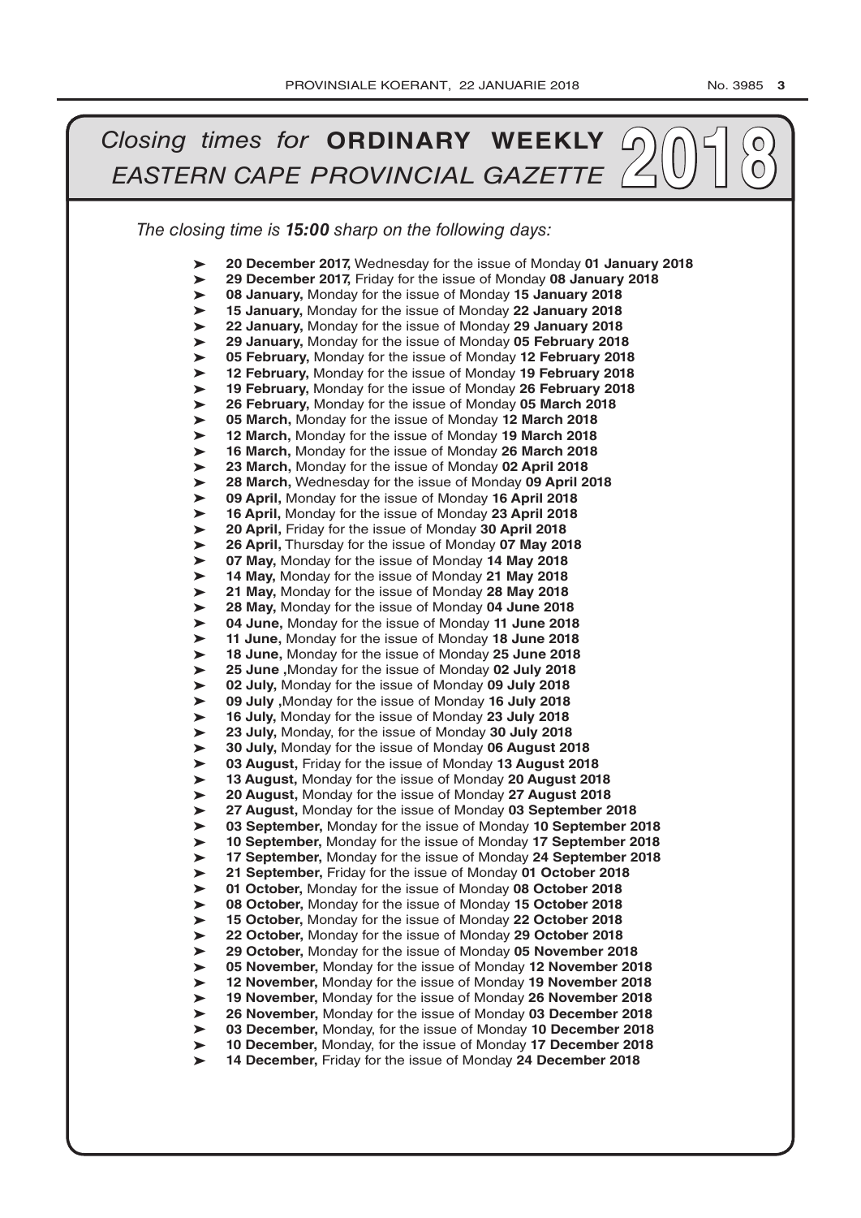# *Closing times for* **ORDINARY WEEKLY** *EASTERN CAPE PROVINCIAL GAZETTE* 2018

*The closing time is **15:00** sharp on the following days:*

- **20 December 2017,** Wednesday for the issue of Monday **01 January 2018**
- **29 December 2017,** Friday for the issue of Monday **08 January 2018**
- **08 January,** Monday for the issue of Monday **15 January 2018**
- **15 January,** Monday for the issue of Monday **22 January 2018**
- **22 January,** Monday for the issue of Monday **29 January 2018**
- **29 January,** Monday for the issue of Monday **05 February 2018**
- **05 February,** Monday for the issue of Monday **12 February 2018**
- **12 February,** Monday for the issue of Monday **19 February 2018**
- **19 February,** Monday for the issue of Monday **26 February 2018**
- **26 February,** Monday for the issue of Monday **05 March 2018**
- **05 March,** Monday for the issue of Monday **12 March 2018**
- **12 March,** Monday for the issue of Monday **19 March 2018**
- **16 March,** Monday for the issue of Monday **26 March 2018**
- **23 March,** Monday for the issue of Monday **02 April 2018**
- **28 March,** Wednesday for the issue of Monday **09 April 2018**
- **09 April,** Monday for the issue of Monday **16 April 2018**
- **16 April,** Monday for the issue of Monday **23 April 2018**
- **20 April,** Friday for the issue of Monday **30 April 2018**
- **26 April,** Thursday for the issue of Monday **07 May 2018**
- **07 May,** Monday for the issue of Monday **14 May 2018**
- **14 May,** Monday for the issue of Monday **21 May 2018**
- **21 May,** Monday for the issue of Monday **28 May 2018**
- **28 May,** Monday for the issue of Monday **04 June 2018**
- **04 June,** Monday for the issue of Monday **11 June 2018**
- **11 June,** Monday for the issue of Monday **18 June 2018**
- **18 June,** Monday for the issue of Monday **25 June 2018**
- **25 June ,**Monday for the issue of Monday **02 July 2018**
- **02 July,** Monday for the issue of Monday **09 July 2018**
- **09 July ,**Monday for the issue of Monday **16 July 2018**
- **16 July,** Monday for the issue of Monday **23 July 2018**
- **23 July,** Monday, for the issue of Monday **30 July 2018**
- **30 July,** Monday for the issue of Monday **06 August 2018**
- **03 August,** Friday for the issue of Monday **13 August 2018**
- **13 August,** Monday for the issue of Monday **20 August 2018**
- **20 August,** Monday for the issue of Monday **27 August 2018**
- **27 August,** Monday for the issue of Monday **03 September 2018**
- **03 September,** Monday for the issue of Monday **10 September 2018**
- **10 September,** Monday for the issue of Monday **17 September 2018**
- **17 September,** Monday for the issue of Monday **24 September 2018**
- **21 September,** Friday for the issue of Monday **01 October 2018**
- **01 October,** Monday for the issue of Monday **08 October 2018**
- **08 October,** Monday for the issue of Monday **15 October 2018**
- **15 October,** Monday for the issue of Monday **22 October 2018**
- **22 October,** Monday for the issue of Monday **29 October 2018**
- **29 October,** Monday for the issue of Monday **05 November 2018**
- **05 November,** Monday for the issue of Monday **12 November 2018**
- **12 November,** Monday for the issue of Monday **19 November 2018**
- **19 November,** Monday for the issue of Monday **26 November 2018**
- **26 November,** Monday for the issue of Monday **03 December 2018**
- **03 December,** Monday, for the issue of Monday **10 December 2018**
- **10 December,** Monday, for the issue of Monday **17 December 2018**
- **14 December,** Friday for the issue of Monday **24 December 2018**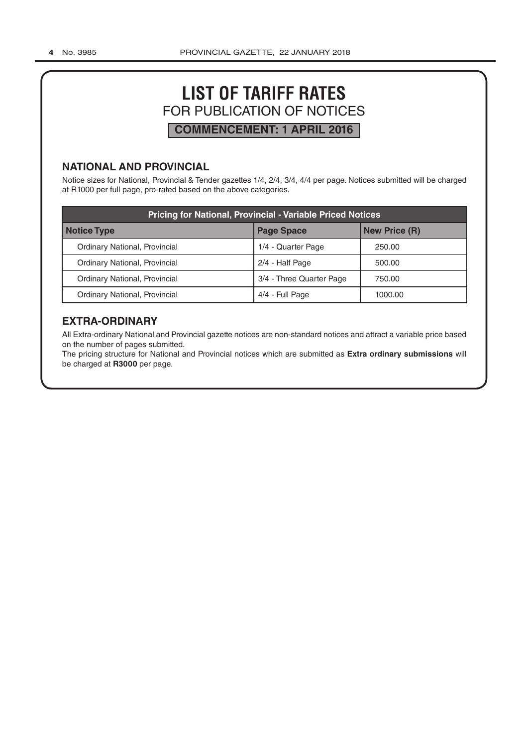# LIST OF TARIFF RATES

## FOR PUBLICATION OF NOTICES

**COMMENCEMENT: 1 APRIL 2016**

### NATIONAL AND PROVINCIAL

Notice sizes for National, Provincial & Tender gazettes 1/4, 2/4, 3/4, 4/4 per page. Notices submitted will be charged at R1000 per full page, pro-rated based on the above categories.

| Pricing for National, Provincial - Variable Priced Notices | | |
|---|---|---|
| **Notice Type** | **Page Space** | **New Price (R)** |
| Ordinary National, Provincial | 1/4 - Quarter Page | 250.00 |
| Ordinary National, Provincial | 2/4 - Half Page | 500.00 |
| Ordinary National, Provincial | 3/4 - Three Quarter Page | 750.00 |
| Ordinary National, Provincial | 4/4 - Full Page | 1000.00 |

### EXTRA-ORDINARY

All Extra-ordinary National and Provincial gazette notices are non-standard notices and attract a variable price based on the number of pages submitted.

The pricing structure for National and Provincial notices which are submitted as **Extra ordinary submissions** will be charged at **R3000** per page.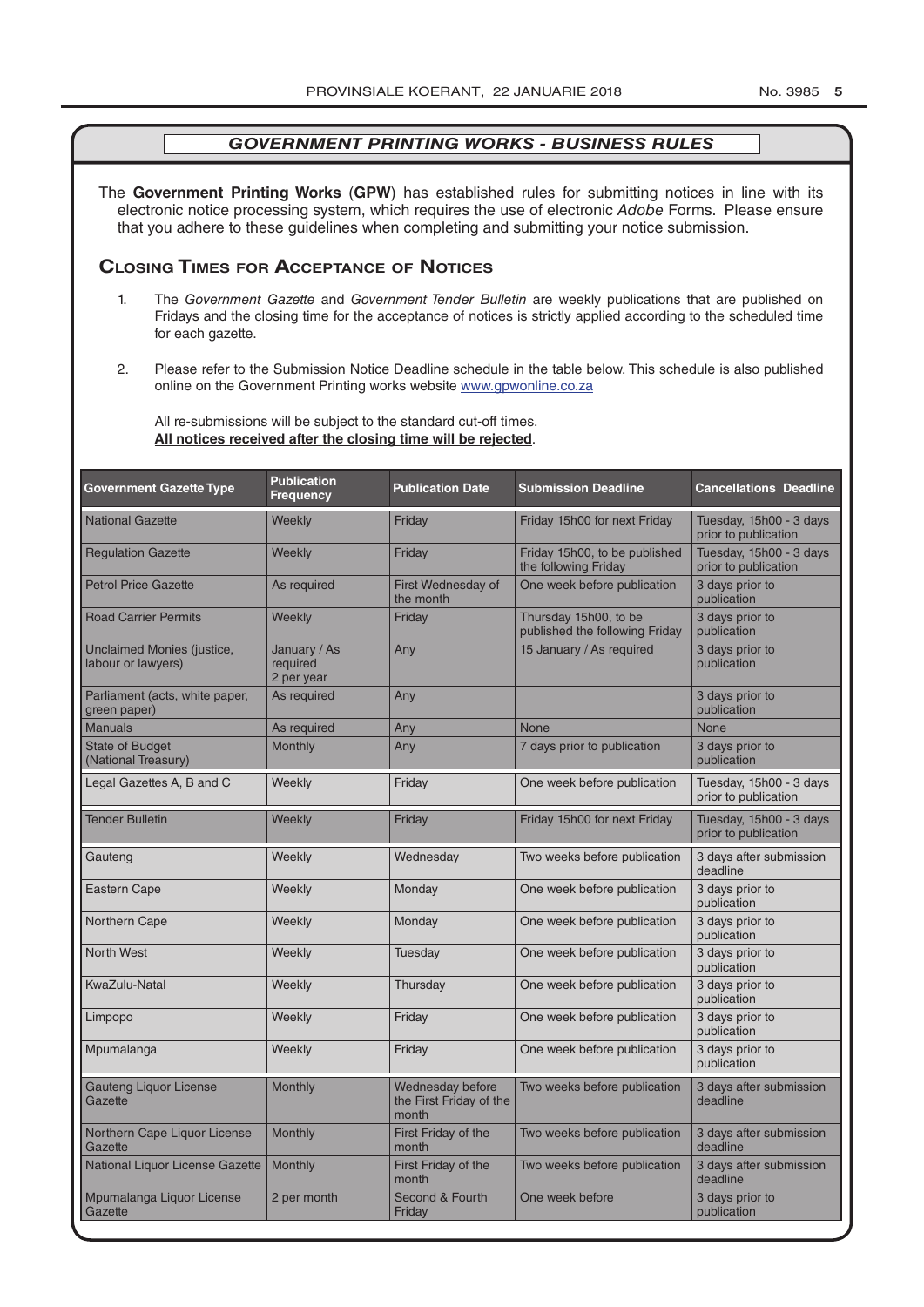## GOVERNMENT PRINTING WORKS - BUSINESS RULES

The **Government Printing Works** (**GPW**) has established rules for submitting notices in line with its electronic notice processing system, which requires the use of electronic *Adobe* Forms. Please ensure that you adhere to these guidelines when completing and submitting your notice submission.

### Closing Times for Acceptance of Notices

1. The *Government Gazette* and *Government Tender Bulletin* are weekly publications that are published on Fridays and the closing time for the acceptance of notices is strictly applied according to the scheduled time for each gazette.

2. Please refer to the Submission Notice Deadline schedule in the table below. This schedule is also published online on the Government Printing works website www.gpwonline.co.za

   All re-submissions will be subject to the standard cut-off times.
   **All notices received after the closing time will be rejected**.

| Government Gazette Type | Publication Frequency | Publication Date | Submission Deadline | Cancellations Deadline |
|---|---|---|---|---|
| National Gazette | Weekly | Friday | Friday 15h00 for next Friday | Tuesday, 15h00 - 3 days prior to publication |
| Regulation Gazette | Weekly | Friday | Friday 15h00, to be published the following Friday | Tuesday, 15h00 - 3 days prior to publication |
| Petrol Price Gazette | As required | First Wednesday of the month | One week before publication | 3 days prior to publication |
| Road Carrier Permits | Weekly | Friday | Thursday 15h00, to be published the following Friday | 3 days prior to publication |
| Unclaimed Monies (justice, labour or lawyers) | January / As required 2 per year | Any | 15 January / As required | 3 days prior to publication |
| Parliament (acts, white paper, green paper) | As required | Any | | 3 days prior to publication |
| Manuals | As required | Any | None | None |
| State of Budget (National Treasury) | Monthly | Any | 7 days prior to publication | 3 days prior to publication |
| Legal Gazettes A, B and C | Weekly | Friday | One week before publication | Tuesday, 15h00 - 3 days prior to publication |
| Tender Bulletin | Weekly | Friday | Friday 15h00 for next Friday | Tuesday, 15h00 - 3 days prior to publication |
| Gauteng | Weekly | Wednesday | Two weeks before publication | 3 days after submission deadline |
| Eastern Cape | Weekly | Monday | One week before publication | 3 days prior to publication |
| Northern Cape | Weekly | Monday | One week before publication | 3 days prior to publication |
| North West | Weekly | Tuesday | One week before publication | 3 days prior to publication |
| KwaZulu-Natal | Weekly | Thursday | One week before publication | 3 days prior to publication |
| Limpopo | Weekly | Friday | One week before publication | 3 days prior to publication |
| Mpumalanga | Weekly | Friday | One week before publication | 3 days prior to publication |
| Gauteng Liquor License Gazette | Monthly | Wednesday before the First Friday of the month | Two weeks before publication | 3 days after submission deadline |
| Northern Cape Liquor License Gazette | Monthly | First Friday of the month | Two weeks before publication | 3 days after submission deadline |
| National Liquor License Gazette | Monthly | First Friday of the month | Two weeks before publication | 3 days after submission deadline |
| Mpumalanga Liquor License Gazette | 2 per month | Second & Fourth Friday | One week before | 3 days prior to publication |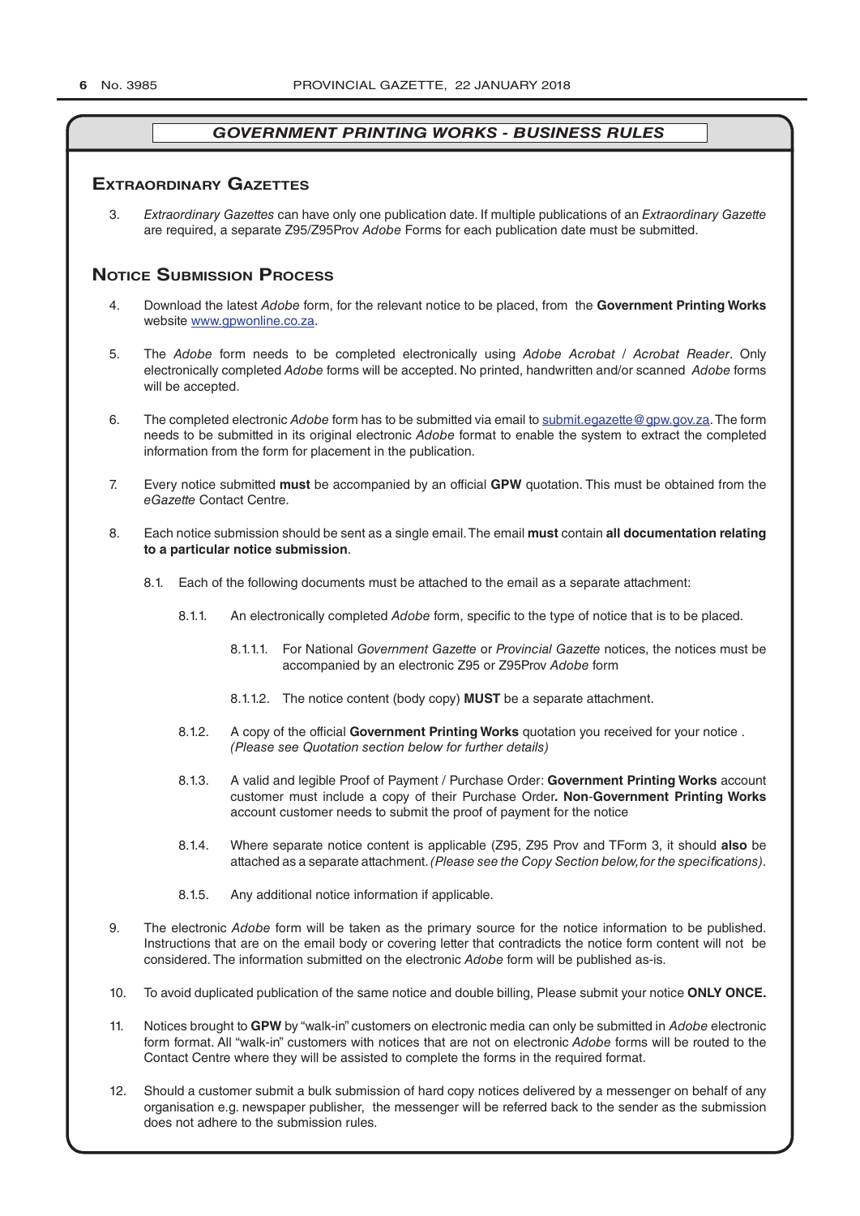## GOVERNMENT PRINTING WORKS - BUSINESS RULES

### Extraordinary Gazettes

3. *Extraordinary Gazettes* can have only one publication date. If multiple publications of an *Extraordinary Gazette* are required, a separate Z95/Z95Prov *Adobe* Forms for each publication date must be submitted.

### Notice Submission Process

4. Download the latest *Adobe* form, for the relevant notice to be placed, from the **Government Printing Works** website www.gpwonline.co.za.

5. The *Adobe* form needs to be completed electronically using *Adobe Acrobat* / *Acrobat Reader*. Only electronically completed *Adobe* forms will be accepted. No printed, handwritten and/or scanned *Adobe* forms will be accepted.

6. The completed electronic *Adobe* form has to be submitted via email to submit.egazette@gpw.gov.za. The form needs to be submitted in its original electronic *Adobe* format to enable the system to extract the completed information from the form for placement in the publication.

7. Every notice submitted **must** be accompanied by an official **GPW** quotation. This must be obtained from the *eGazette* Contact Centre.

8. Each notice submission should be sent as a single email. The email **must** contain **all documentation relating to a particular notice submission**.

   8.1. Each of the following documents must be attached to the email as a separate attachment:

      8.1.1. An electronically completed *Adobe* form, specific to the type of notice that is to be placed.

         8.1.1.1. For National *Government Gazette* or *Provincial Gazette* notices, the notices must be accompanied by an electronic Z95 or Z95Prov *Adobe* form

         8.1.1.2. The notice content (body copy) **MUST** be a separate attachment.

      8.1.2. A copy of the official **Government Printing Works** quotation you received for your notice . *(Please see Quotation section below for further details)*

      8.1.3. A valid and legible Proof of Payment / Purchase Order: **Government Printing Works** account customer must include a copy of their Purchase Order**. Non-Government Printing Works** account customer needs to submit the proof of payment for the notice

      8.1.4. Where separate notice content is applicable (Z95, Z95 Prov and TForm 3, it should **also** be attached as a separate attachment. *(Please see the Copy Section below, for the specifications)*.

      8.1.5. Any additional notice information if applicable.

9. The electronic *Adobe* form will be taken as the primary source for the notice information to be published. Instructions that are on the email body or covering letter that contradicts the notice form content will not be considered. The information submitted on the electronic *Adobe* form will be published as-is.

10. To avoid duplicated publication of the same notice and double billing, Please submit your notice **ONLY ONCE.**

11. Notices brought to **GPW** by "walk-in" customers on electronic media can only be submitted in *Adobe* electronic form format. All "walk-in" customers with notices that are not on electronic *Adobe* forms will be routed to the Contact Centre where they will be assisted to complete the forms in the required format.

12. Should a customer submit a bulk submission of hard copy notices delivered by a messenger on behalf of any organisation e.g. newspaper publisher, the messenger will be referred back to the sender as the submission does not adhere to the submission rules.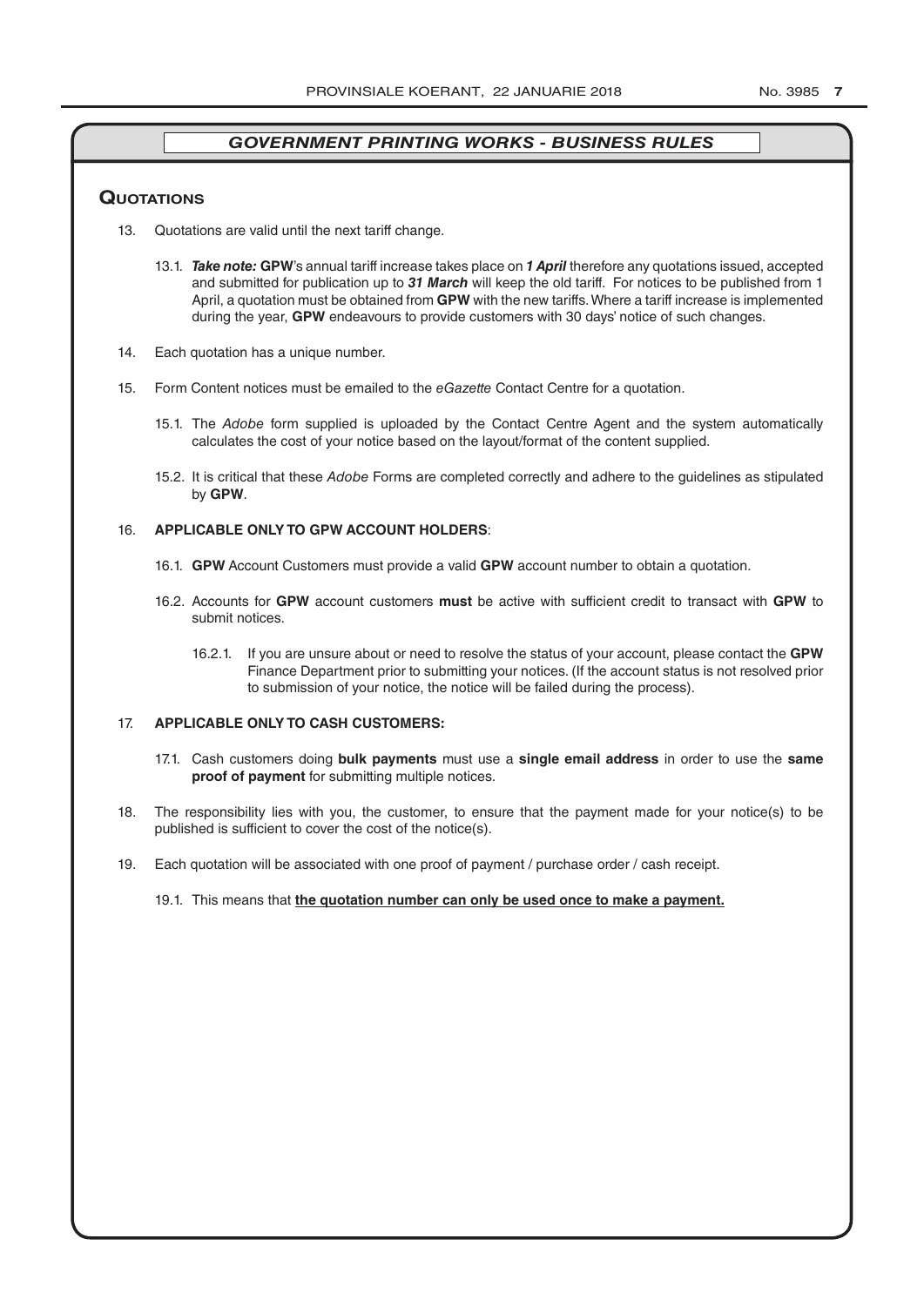## *GOVERNMENT PRINTING WORKS - BUSINESS RULES*

### Quotations

13. Quotations are valid until the next tariff change.

    13.1. ***Take note:*** **GPW**'s annual tariff increase takes place on ***1 April*** therefore any quotations issued, accepted and submitted for publication up to ***31 March*** will keep the old tariff. For notices to be published from 1 April, a quotation must be obtained from **GPW** with the new tariffs. Where a tariff increase is implemented during the year, **GPW** endeavours to provide customers with 30 days' notice of such changes.

14. Each quotation has a unique number.

15. Form Content notices must be emailed to the *eGazette* Contact Centre for a quotation.

    15.1. The *Adobe* form supplied is uploaded by the Contact Centre Agent and the system automatically calculates the cost of your notice based on the layout/format of the content supplied.

    15.2. It is critical that these *Adobe* Forms are completed correctly and adhere to the guidelines as stipulated by **GPW**.

16. **APPLICABLE ONLY TO GPW ACCOUNT HOLDERS**:

    16.1. **GPW** Account Customers must provide a valid **GPW** account number to obtain a quotation.

    16.2. Accounts for **GPW** account customers **must** be active with sufficient credit to transact with **GPW** to submit notices.

    16.2.1. If you are unsure about or need to resolve the status of your account, please contact the **GPW** Finance Department prior to submitting your notices. (If the account status is not resolved prior to submission of your notice, the notice will be failed during the process).

17. **APPLICABLE ONLY TO CASH CUSTOMERS:**

    17.1. Cash customers doing **bulk payments** must use a **single email address** in order to use the **same proof of payment** for submitting multiple notices.

18. The responsibility lies with you, the customer, to ensure that the payment made for your notice(s) to be published is sufficient to cover the cost of the notice(s).

19. Each quotation will be associated with one proof of payment / purchase order / cash receipt.

    19.1. This means that **<u>the quotation number can only be used once to make a payment.</u>**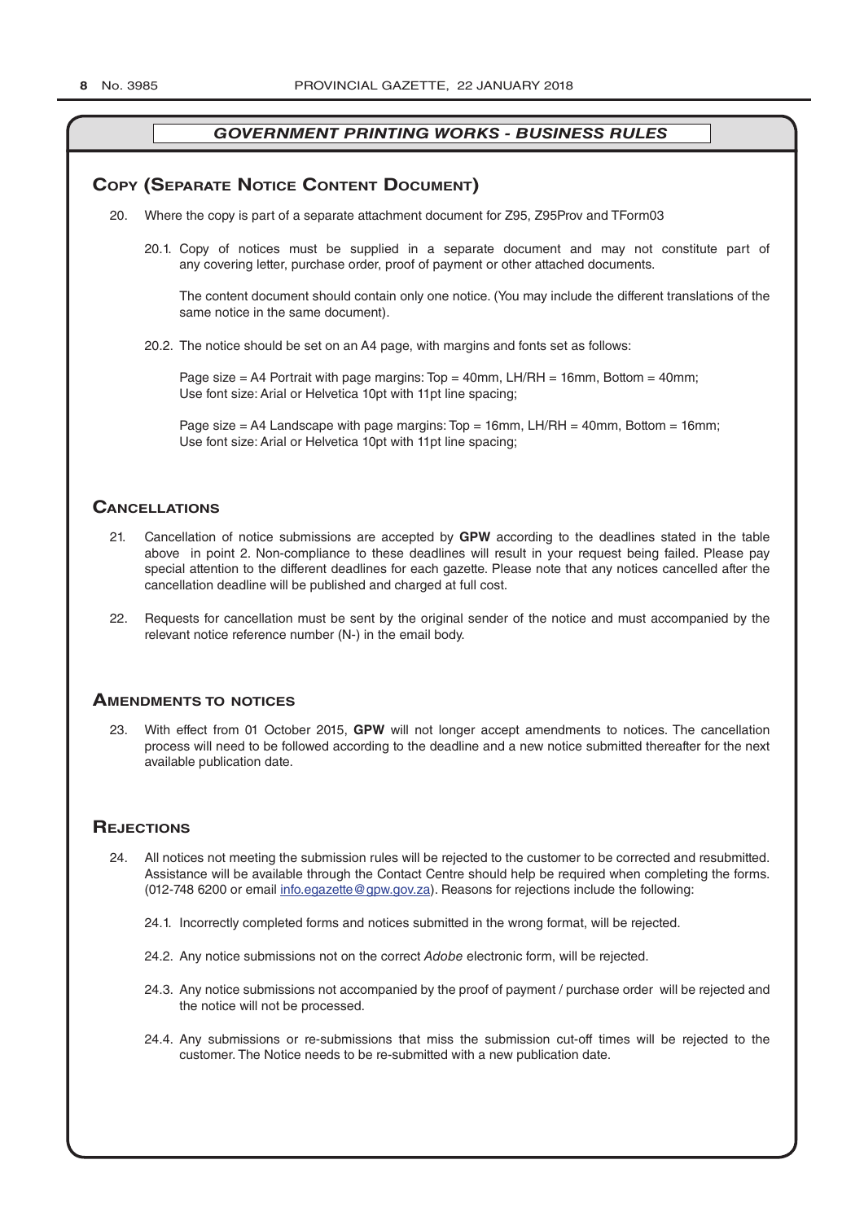## GOVERNMENT PRINTING WORKS - BUSINESS RULES

### Copy (Separate Notice Content Document)

20. Where the copy is part of a separate attachment document for Z95, Z95Prov and TForm03

    20.1. Copy of notices must be supplied in a separate document and may not constitute part of any covering letter, purchase order, proof of payment or other attached documents.

    The content document should contain only one notice. (You may include the different translations of the same notice in the same document).

    20.2. The notice should be set on an A4 page, with margins and fonts set as follows:

    Page size = A4 Portrait with page margins: Top = 40mm, LH/RH = 16mm, Bottom = 40mm;
    Use font size: Arial or Helvetica 10pt with 11pt line spacing;

    Page size = A4 Landscape with page margins: Top = 16mm, LH/RH = 40mm, Bottom = 16mm;
    Use font size: Arial or Helvetica 10pt with 11pt line spacing;

### Cancellations

21. Cancellation of notice submissions are accepted by **GPW** according to the deadlines stated in the table above in point 2. Non-compliance to these deadlines will result in your request being failed. Please pay special attention to the different deadlines for each gazette. Please note that any notices cancelled after the cancellation deadline will be published and charged at full cost.

22. Requests for cancellation must be sent by the original sender of the notice and must accompanied by the relevant notice reference number (N-) in the email body.

### Amendments to notices

23. With effect from 01 October 2015, **GPW** will not longer accept amendments to notices. The cancellation process will need to be followed according to the deadline and a new notice submitted thereafter for the next available publication date.

### Rejections

24. All notices not meeting the submission rules will be rejected to the customer to be corrected and resubmitted. Assistance will be available through the Contact Centre should help be required when completing the forms. (012-748 6200 or email info.egazette@gpw.gov.za). Reasons for rejections include the following:

    24.1. Incorrectly completed forms and notices submitted in the wrong format, will be rejected.

    24.2. Any notice submissions not on the correct *Adobe* electronic form, will be rejected.

    24.3. Any notice submissions not accompanied by the proof of payment / purchase order will be rejected and the notice will not be processed.

    24.4. Any submissions or re-submissions that miss the submission cut-off times will be rejected to the customer. The Notice needs to be re-submitted with a new publication date.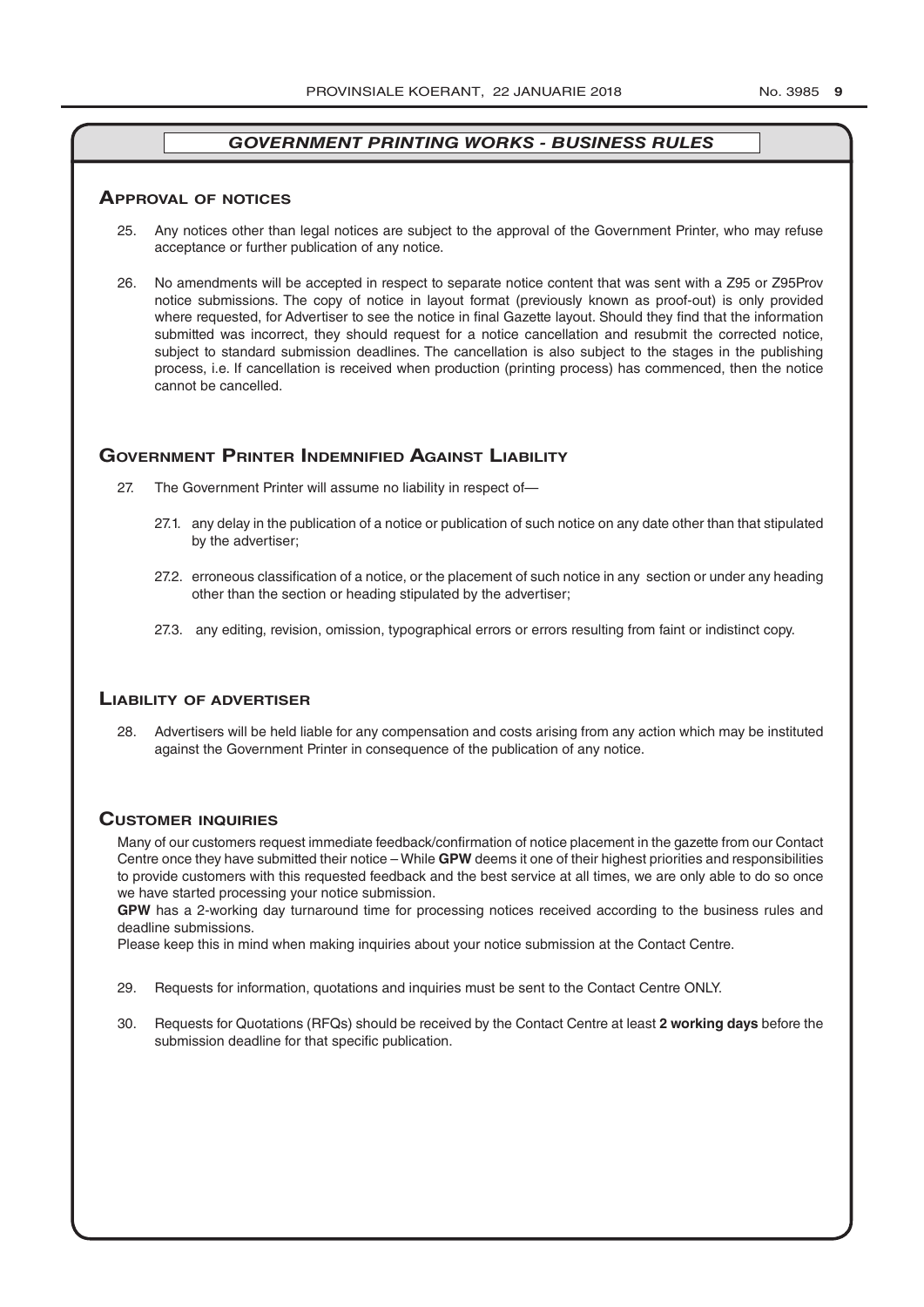## GOVERNMENT PRINTING WORKS - BUSINESS RULES

### Approval of notices

25. Any notices other than legal notices are subject to the approval of the Government Printer, who may refuse acceptance or further publication of any notice.

26. No amendments will be accepted in respect to separate notice content that was sent with a Z95 or Z95Prov notice submissions. The copy of notice in layout format (previously known as proof-out) is only provided where requested, for Advertiser to see the notice in final Gazette layout. Should they find that the information submitted was incorrect, they should request for a notice cancellation and resubmit the corrected notice, subject to standard submission deadlines. The cancellation is also subject to the stages in the publishing process, i.e. If cancellation is received when production (printing process) has commenced, then the notice cannot be cancelled.

### Government Printer Indemnified Against Liability

27. The Government Printer will assume no liability in respect of—

    27.1. any delay in the publication of a notice or publication of such notice on any date other than that stipulated by the advertiser;

    27.2. erroneous classification of a notice, or the placement of such notice in any section or under any heading other than the section or heading stipulated by the advertiser;

    27.3. any editing, revision, omission, typographical errors or errors resulting from faint or indistinct copy.

### Liability of advertiser

28. Advertisers will be held liable for any compensation and costs arising from any action which may be instituted against the Government Printer in consequence of the publication of any notice.

### Customer inquiries

Many of our customers request immediate feedback/confirmation of notice placement in the gazette from our Contact Centre once they have submitted their notice – While **GPW** deems it one of their highest priorities and responsibilities to provide customers with this requested feedback and the best service at all times, we are only able to do so once we have started processing your notice submission.

**GPW** has a 2-working day turnaround time for processing notices received according to the business rules and deadline submissions.

Please keep this in mind when making inquiries about your notice submission at the Contact Centre.

29. Requests for information, quotations and inquiries must be sent to the Contact Centre ONLY.

30. Requests for Quotations (RFQs) should be received by the Contact Centre at least **2 working days** before the submission deadline for that specific publication.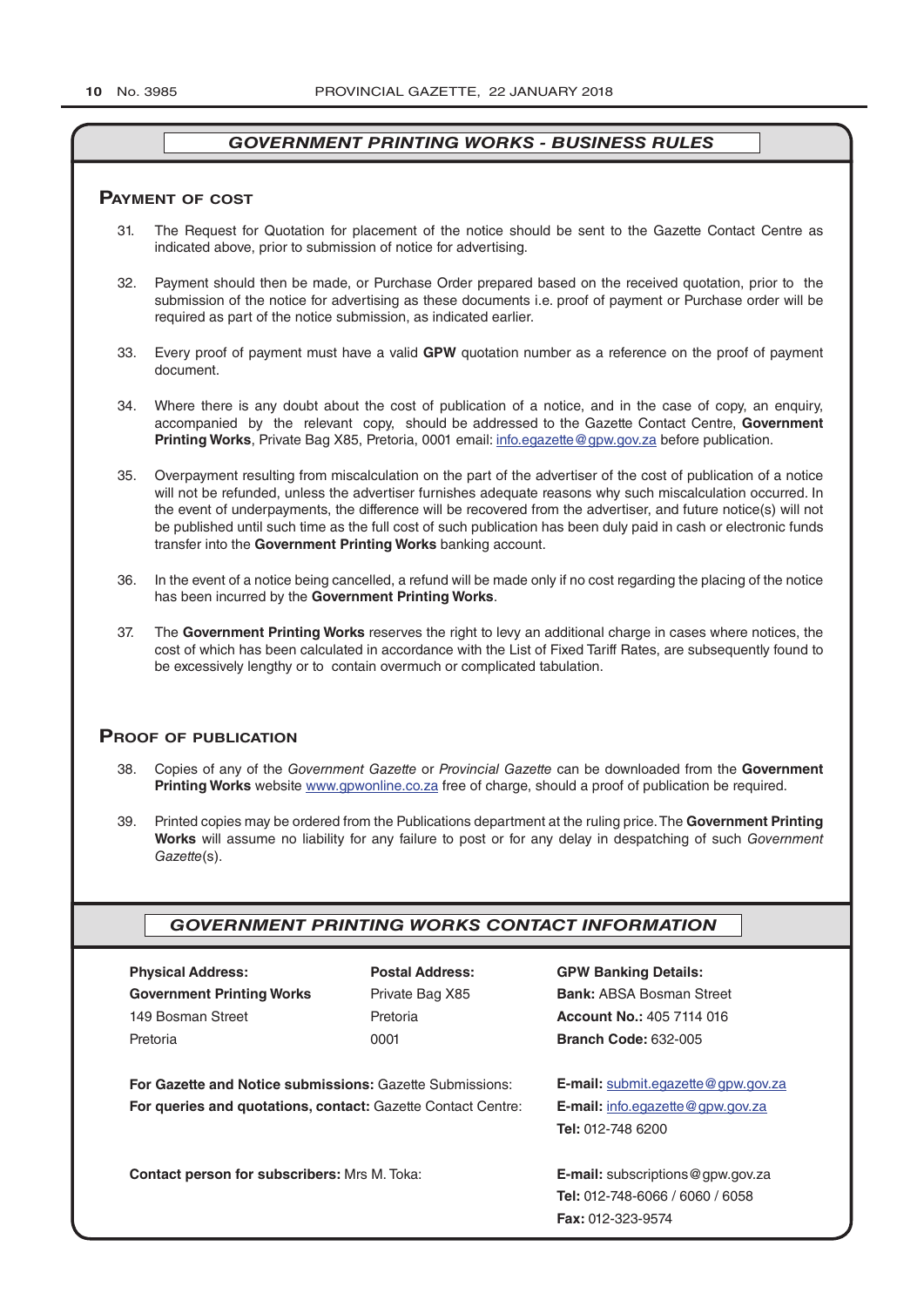## GOVERNMENT PRINTING WORKS - BUSINESS RULES

### Payment of cost

31. The Request for Quotation for placement of the notice should be sent to the Gazette Contact Centre as indicated above, prior to submission of notice for advertising.

32. Payment should then be made, or Purchase Order prepared based on the received quotation, prior to the submission of the notice for advertising as these documents i.e. proof of payment or Purchase order will be required as part of the notice submission, as indicated earlier.

33. Every proof of payment must have a valid **GPW** quotation number as a reference on the proof of payment document.

34. Where there is any doubt about the cost of publication of a notice, and in the case of copy, an enquiry, accompanied by the relevant copy, should be addressed to the Gazette Contact Centre, **Government Printing Works**, Private Bag X85, Pretoria, 0001 email: info.egazette@gpw.gov.za before publication.

35. Overpayment resulting from miscalculation on the part of the advertiser of the cost of publication of a notice will not be refunded, unless the advertiser furnishes adequate reasons why such miscalculation occurred. In the event of underpayments, the difference will be recovered from the advertiser, and future notice(s) will not be published until such time as the full cost of such publication has been duly paid in cash or electronic funds transfer into the **Government Printing Works** banking account.

36. In the event of a notice being cancelled, a refund will be made only if no cost regarding the placing of the notice has been incurred by the **Government Printing Works**.

37. The **Government Printing Works** reserves the right to levy an additional charge in cases where notices, the cost of which has been calculated in accordance with the List of Fixed Tariff Rates, are subsequently found to be excessively lengthy or to contain overmuch or complicated tabulation.

### Proof of publication

38. Copies of any of the *Government Gazette* or *Provincial Gazette* can be downloaded from the **Government Printing Works** website www.gpwonline.co.za free of charge, should a proof of publication be required.

39. Printed copies may be ordered from the Publications department at the ruling price. The **Government Printing Works** will assume no liability for any failure to post or for any delay in despatching of such *Government Gazette*(s).

## GOVERNMENT PRINTING WORKS CONTACT INFORMATION

**Physical Address:**
**Government Printing Works**
149 Bosman Street
Pretoria

**Postal Address:**
Private Bag X85
Pretoria
0001

**GPW Banking Details:**
**Bank:** ABSA Bosman Street
**Account No.:** 405 7114 016
**Branch Code:** 632-005

**For Gazette and Notice submissions:** Gazette Submissions: **E-mail:** submit.egazette@gpw.gov.za

**For queries and quotations, contact:** Gazette Contact Centre: **E-mail:** info.egazette@gpw.gov.za
**Tel:** 012-748 6200

**Contact person for subscribers:** Mrs M. Toka: **E-mail:** subscriptions@gpw.gov.za
**Tel:** 012-748-6066 / 6060 / 6058
**Fax:** 012-323-9574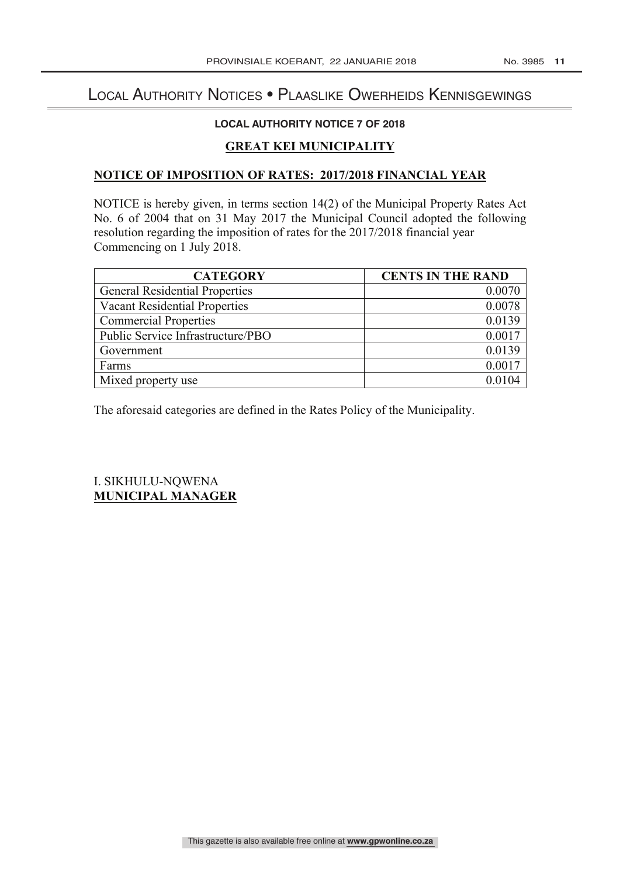# Local Authority Notices • Plaaslike Owerheids Kennisgewings

### LOCAL AUTHORITY NOTICE 7 OF 2018

## GREAT KEI MUNICIPALITY

### NOTICE OF IMPOSITION OF RATES: 2017/2018 FINANCIAL YEAR

NOTICE is hereby given, in terms section 14(2) of the Municipal Property Rates Act No. 6 of 2004 that on 31 May 2017 the Municipal Council adopted the following resolution regarding the imposition of rates for the 2017/2018 financial year Commencing on 1 July 2018.

| CATEGORY | CENTS IN THE RAND |
|---|---:|
| General Residential Properties | 0.0070 |
| Vacant Residential Properties | 0.0078 |
| Commercial Properties | 0.0139 |
| Public Service Infrastructure/PBO | 0.0017 |
| Government | 0.0139 |
| Farms | 0.0017 |
| Mixed property use | 0.0104 |

The aforesaid categories are defined in the Rates Policy of the Municipality.

I. SIKHULU-NQWENA
**MUNICIPAL MANAGER**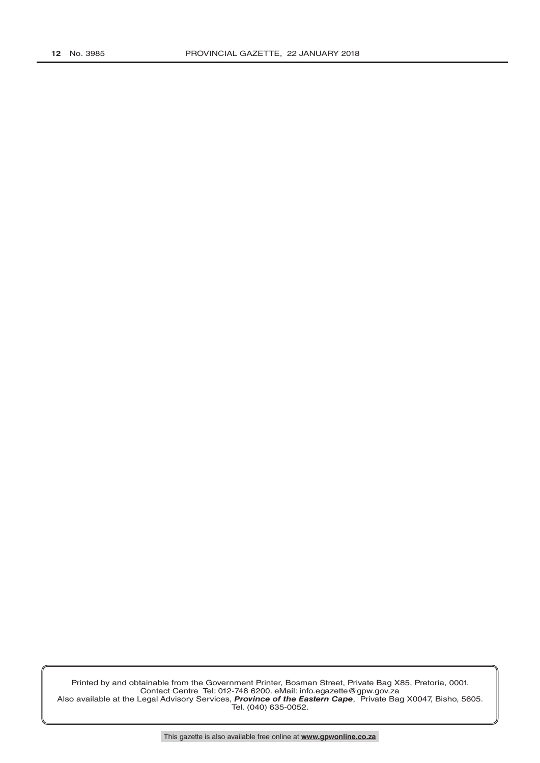Printed by and obtainable from the Government Printer, Bosman Street, Private Bag X85, Pretoria, 0001.
Contact Centre Tel: 012-748 6200. eMail: info.egazette@gpw.gov.za
Also available at the Legal Advisory Services, ***Province of the Eastern Cape***, Private Bag X0047, Bisho, 5605.
Tel. (040) 635-0052.

This gazette is also available free online at **www.gpwonline.co.za**